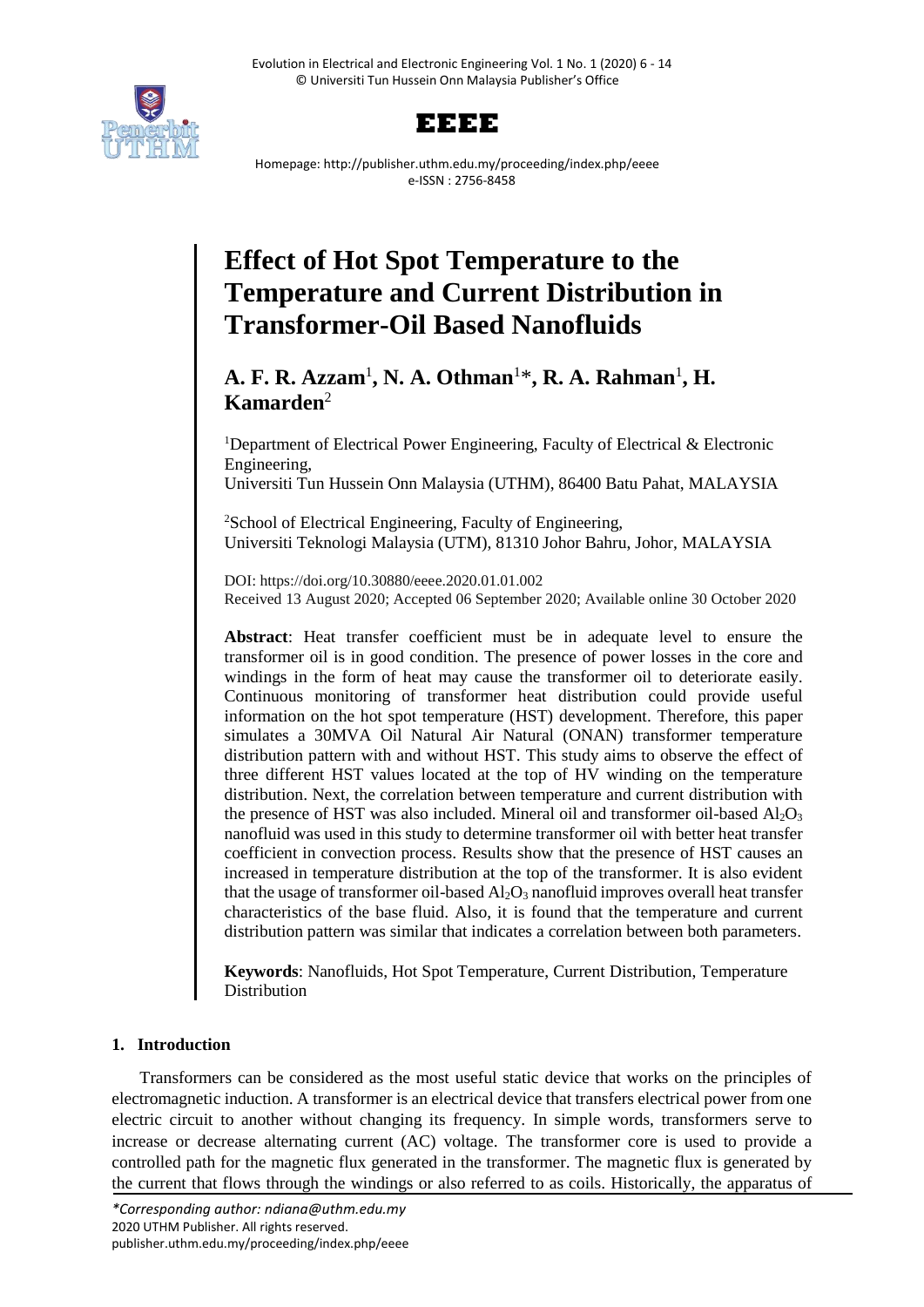# Effect of Hot Spot Temperature to the Temperature and Current Distribution in Transformer-Oil Based Nanofluids

**A. F. R. Azzam**[1], **N. A. Othman**[1]*, **R. A. Rahman**[1], **H. Kamarden**[2]

[1]Department of Electrical Power Engineering, Faculty of Electrical & Electronic Engineering,
Universiti Tun Hussein Onn Malaysia (UTHM), 86400 Batu Pahat, MALAYSIA

[2]School of Electrical Engineering, Faculty of Engineering,
Universiti Teknologi Malaysia (UTM), 81310 Johor Bahru, Johor, MALAYSIA

DOI: https://doi.org/10.30880/eeee.2020.01.01.002
Received 13 August 2020; Accepted 06 September 2020; Available online 30 October 2020

**Abstract**: Heat transfer coefficient must be in adequate level to ensure the transformer oil is in good condition. The presence of power losses in the core and windings in the form of heat may cause the transformer oil to deteriorate easily. Continuous monitoring of transformer heat distribution could provide useful information on the hot spot temperature (HST) development. Therefore, this paper simulates a 30MVA Oil Natural Air Natural (ONAN) transformer temperature distribution pattern with and without HST. This study aims to observe the effect of three different HST values located at the top of HV winding on the temperature distribution. Next, the correlation between temperature and current distribution with the presence of HST was also included. Mineral oil and transformer oil-based $Al_2O_3$ nanofluid was used in this study to determine transformer oil with better heat transfer coefficient in convection process. Results show that the presence of HST causes an increased in temperature distribution at the top of the transformer. It is also evident that the usage of transformer oil-based $Al_2O_3$ nanofluid improves overall heat transfer characteristics of the base fluid. Also, it is found that the temperature and current distribution pattern was similar that indicates a correlation between both parameters.

**Keywords**: Nanofluids, Hot Spot Temperature, Current Distribution, Temperature Distribution

## 1. Introduction

Transformers can be considered as the most useful static device that works on the principles of electromagnetic induction. A transformer is an electrical device that transfers electrical power from one electric circuit to another without changing its frequency. In simple words, transformers serve to increase or decrease alternating current (AC) voltage. The transformer core is used to provide a controlled path for the magnetic flux generated in the transformer. The magnetic flux is generated by the current that flows through the windings or also referred to as coils. Historically, the apparatus of

*Corresponding author: ndiana@uthm.edu.my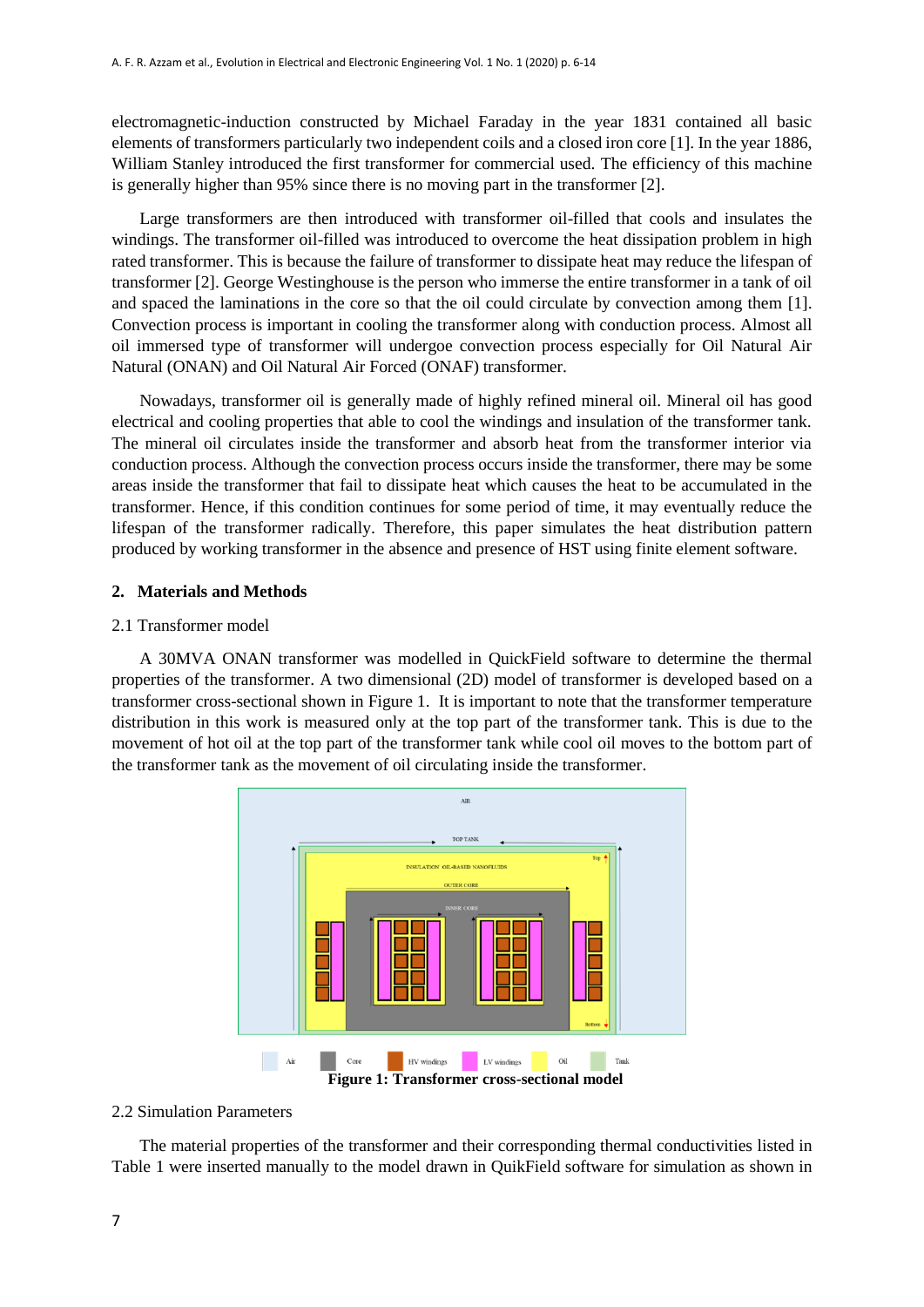electromagnetic-induction constructed by Michael Faraday in the year 1831 contained all basic elements of transformers particularly two independent coils and a closed iron core [1]. In the year 1886, William Stanley introduced the first transformer for commercial used. The efficiency of this machine is generally higher than 95% since there is no moving part in the transformer [2].

Large transformers are then introduced with transformer oil-filled that cools and insulates the windings. The transformer oil-filled was introduced to overcome the heat dissipation problem in high rated transformer. This is because the failure of transformer to dissipate heat may reduce the lifespan of transformer [2]. George Westinghouse is the person who immerse the entire transformer in a tank of oil and spaced the laminations in the core so that the oil could circulate by convection among them [1]. Convection process is important in cooling the transformer along with conduction process. Almost all oil immersed type of transformer will undergoe convection process especially for Oil Natural Air Natural (ONAN) and Oil Natural Air Forced (ONAF) transformer.

Nowadays, transformer oil is generally made of highly refined mineral oil. Mineral oil has good electrical and cooling properties that able to cool the windings and insulation of the transformer tank. The mineral oil circulates inside the transformer and absorb heat from the transformer interior via conduction process. Although the convection process occurs inside the transformer, there may be some areas inside the transformer that fail to dissipate heat which causes the heat to be accumulated in the transformer. Hence, if this condition continues for some period of time, it may eventually reduce the lifespan of the transformer radically. Therefore, this paper simulates the heat distribution pattern produced by working transformer in the absence and presence of HST using finite element software.

## 2. Materials and Methods

### 2.1 Transformer model

A 30MVA ONAN transformer was modelled in QuickField software to determine the thermal properties of the transformer. A two dimensional (2D) model of transformer is developed based on a transformer cross-sectional shown in Figure 1. It is important to note that the transformer temperature distribution in this work is measured only at the top part of the transformer tank. This is due to the movement of hot oil at the top part of the transformer tank while cool oil moves to the bottom part of the transformer tank as the movement of oil circulating inside the transformer.

**Figure 1: Transformer cross-sectional model**

### 2.2 Simulation Parameters

The material properties of the transformer and their corresponding thermal conductivities listed in Table 1 were inserted manually to the model drawn in QuikField software for simulation as shown in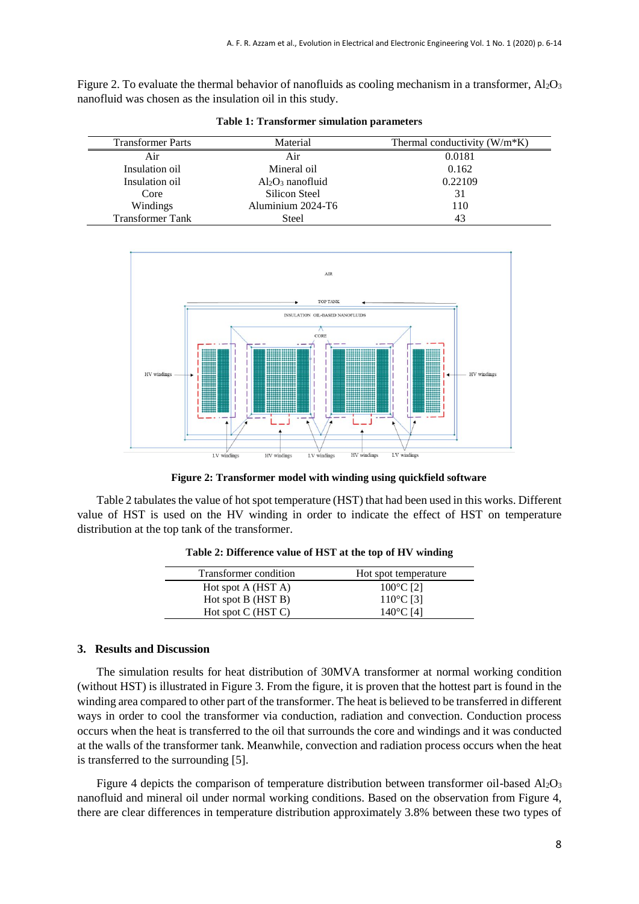Figure 2. To evaluate the thermal behavior of nanofluids as cooling mechanism in a transformer, $Al_2O_3$ nanofluid was chosen as the insulation oil in this study.

**Table 1: Transformer simulation parameters**

| Transformer Parts | Material | Thermal conductivity (W/m*K) |
|---|---|---|
| Air | Air | 0.0181 |
| Insulation oil | Mineral oil | 0.162 |
| Insulation oil | $Al_2O_3$ nanofluid | 0.22109 |
| Core | Silicon Steel | 31 |
| Windings | Aluminium 2024-T6 | 110 |
| Transformer Tank | Steel | 43 |

**Figure 2: Transformer model with winding using quickfield software**

Table 2 tabulates the value of hot spot temperature (HST) that had been used in this works. Different value of HST is used on the HV winding in order to indicate the effect of HST on temperature distribution at the top tank of the transformer.

**Table 2: Difference value of HST at the top of HV winding**

| Transformer condition | Hot spot temperature |
|---|---|
| Hot spot A (HST A) | 100°C [2] |
| Hot spot B (HST B) | 110°C [3] |
| Hot spot C (HST C) | 140°C [4] |

## 3. Results and Discussion

The simulation results for heat distribution of 30MVA transformer at normal working condition (without HST) is illustrated in Figure 3. From the figure, it is proven that the hottest part is found in the winding area compared to other part of the transformer. The heat is believed to be transferred in different ways in order to cool the transformer via conduction, radiation and convection. Conduction process occurs when the heat is transferred to the oil that surrounds the core and windings and it was conducted at the walls of the transformer tank. Meanwhile, convection and radiation process occurs when the heat is transferred to the surrounding [5].

Figure 4 depicts the comparison of temperature distribution between transformer oil-based $Al_2O_3$ nanofluid and mineral oil under normal working conditions. Based on the observation from Figure 4, there are clear differences in temperature distribution approximately 3.8% between these two types of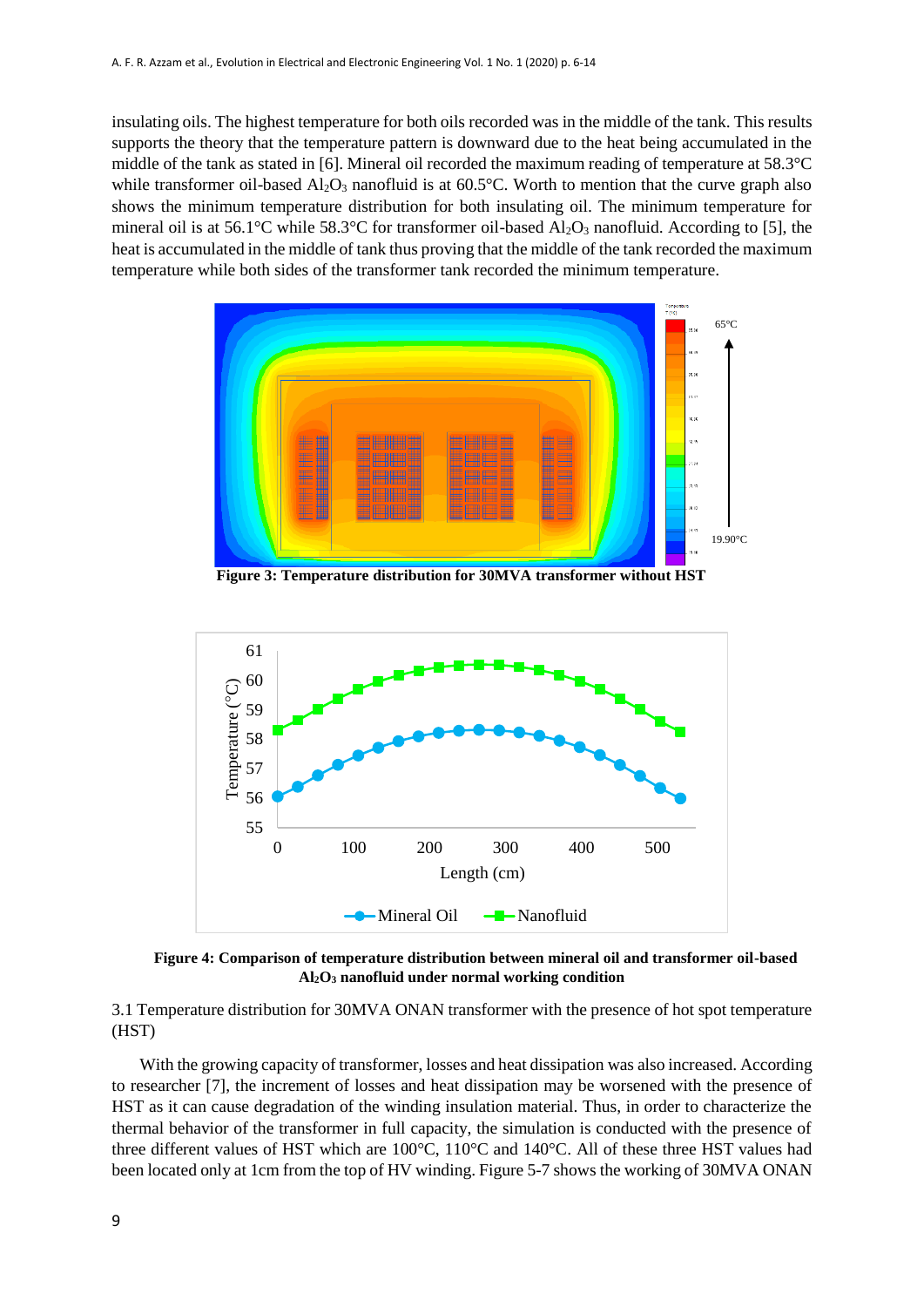insulating oils. The highest temperature for both oils recorded was in the middle of the tank. This results supports the theory that the temperature pattern is downward due to the heat being accumulated in the middle of the tank as stated in [6]. Mineral oil recorded the maximum reading of temperature at 58.3°C while transformer oil-based $Al_2O_3$ nanofluid is at 60.5°C. Worth to mention that the curve graph also shows the minimum temperature distribution for both insulating oil. The minimum temperature for mineral oil is at 56.1°C while 58.3°C for transformer oil-based $Al_2O_3$ nanofluid. According to [5], the heat is accumulated in the middle of tank thus proving that the middle of the tank recorded the maximum temperature while both sides of the transformer tank recorded the minimum temperature.

**Figure 3: Temperature distribution for 30MVA transformer without HST**

**Figure 4: Comparison of temperature distribution between mineral oil and transformer oil-based $Al_2O_3$ nanofluid under normal working condition**

3.1 Temperature distribution for 30MVA ONAN transformer with the presence of hot spot temperature (HST)

With the growing capacity of transformer, losses and heat dissipation was also increased. According to researcher [7], the increment of losses and heat dissipation may be worsened with the presence of HST as it can cause degradation of the winding insulation material. Thus, in order to characterize the thermal behavior of the transformer in full capacity, the simulation is conducted with the presence of three different values of HST which are 100°C, 110°C and 140°C. All of these three HST values had been located only at 1cm from the top of HV winding. Figure 5-7 shows the working of 30MVA ONAN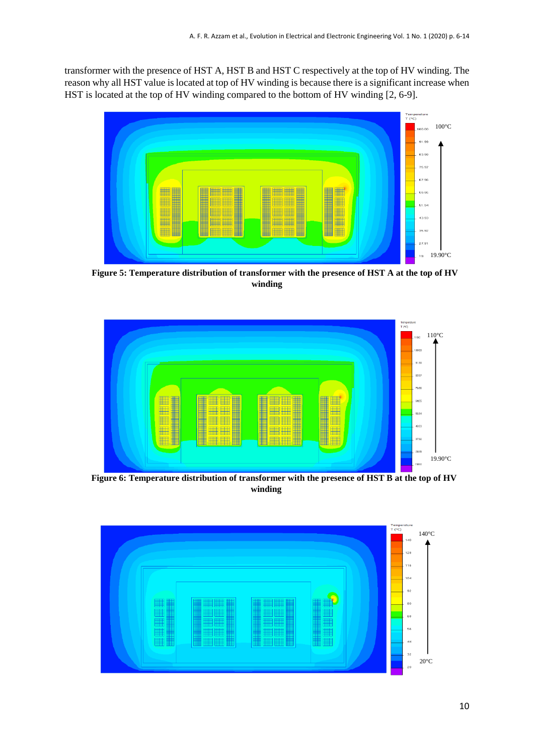transformer with the presence of HST A, HST B and HST C respectively at the top of HV winding. The reason why all HST value is located at top of HV winding is because there is a significant increase when HST is located at the top of HV winding compared to the bottom of HV winding [2, 6-9].

**Figure 5: Temperature distribution of transformer with the presence of HST A at the top of HV winding**

**Figure 6: Temperature distribution of transformer with the presence of HST B at the top of HV winding**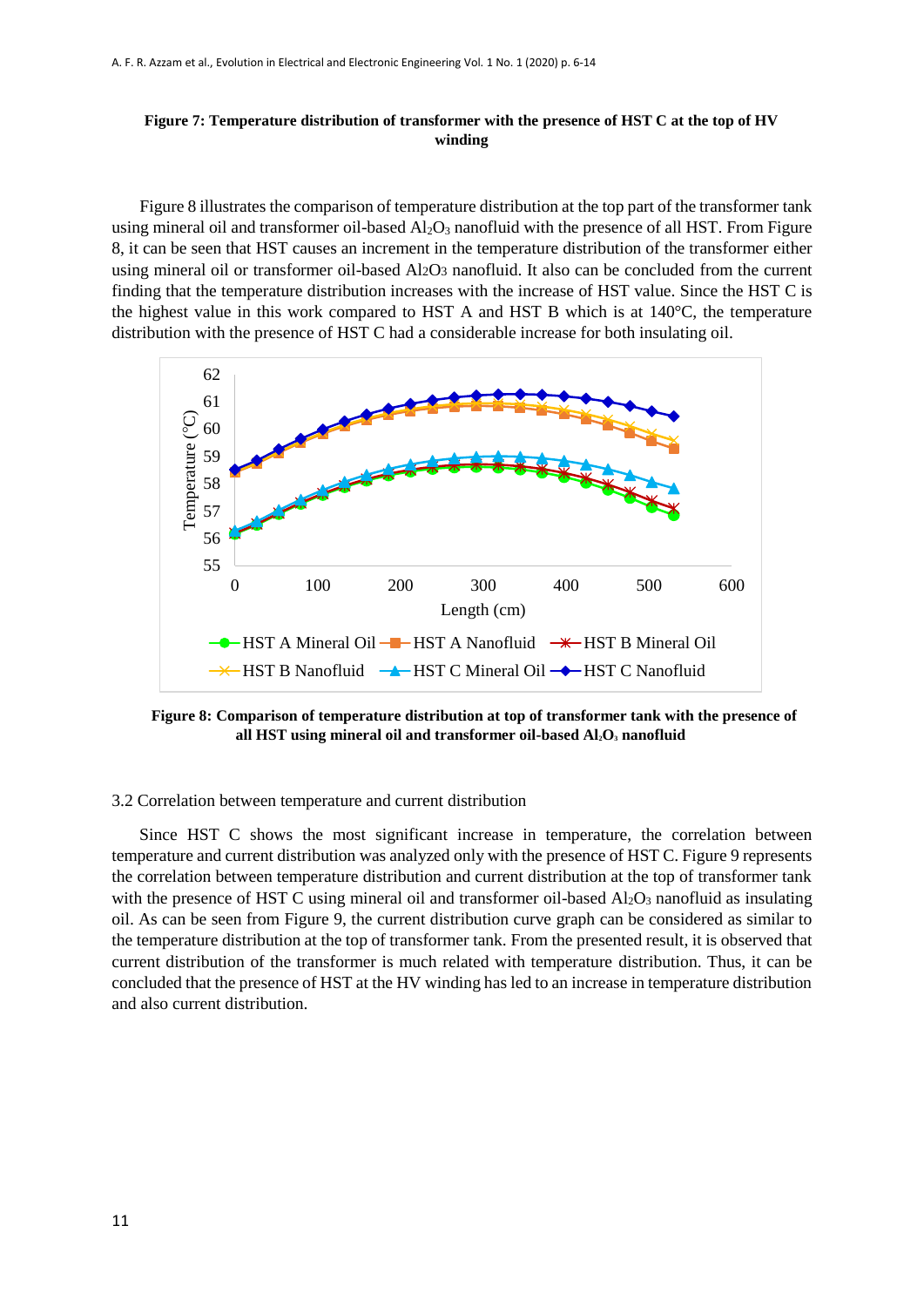**Figure 7: Temperature distribution of transformer with the presence of HST C at the top of HV winding**

Figure 8 illustrates the comparison of temperature distribution at the top part of the transformer tank using mineral oil and transformer oil-based $Al_2O_3$ nanofluid with the presence of all HST. From Figure 8, it can be seen that HST causes an increment in the temperature distribution of the transformer either using mineral oil or transformer oil-based $Al_2O_3$ nanofluid. It also can be concluded from the current finding that the temperature distribution increases with the increase of HST value. Since the HST C is the highest value in this work compared to HST A and HST B which is at 140°C, the temperature distribution with the presence of HST C had a considerable increase for both insulating oil.

**Figure 8: Comparison of temperature distribution at top of transformer tank with the presence of all HST using mineral oil and transformer oil-based $Al_2O_3$ nanofluid**

3.2 Correlation between temperature and current distribution

Since HST C shows the most significant increase in temperature, the correlation between temperature and current distribution was analyzed only with the presence of HST C. Figure 9 represents the correlation between temperature distribution and current distribution at the top of transformer tank with the presence of HST C using mineral oil and transformer oil-based $Al_2O_3$ nanofluid as insulating oil. As can be seen from Figure 9, the current distribution curve graph can be considered as similar to the temperature distribution at the top of transformer tank. From the presented result, it is observed that current distribution of the transformer is much related with temperature distribution. Thus, it can be concluded that the presence of HST at the HV winding has led to an increase in temperature distribution and also current distribution.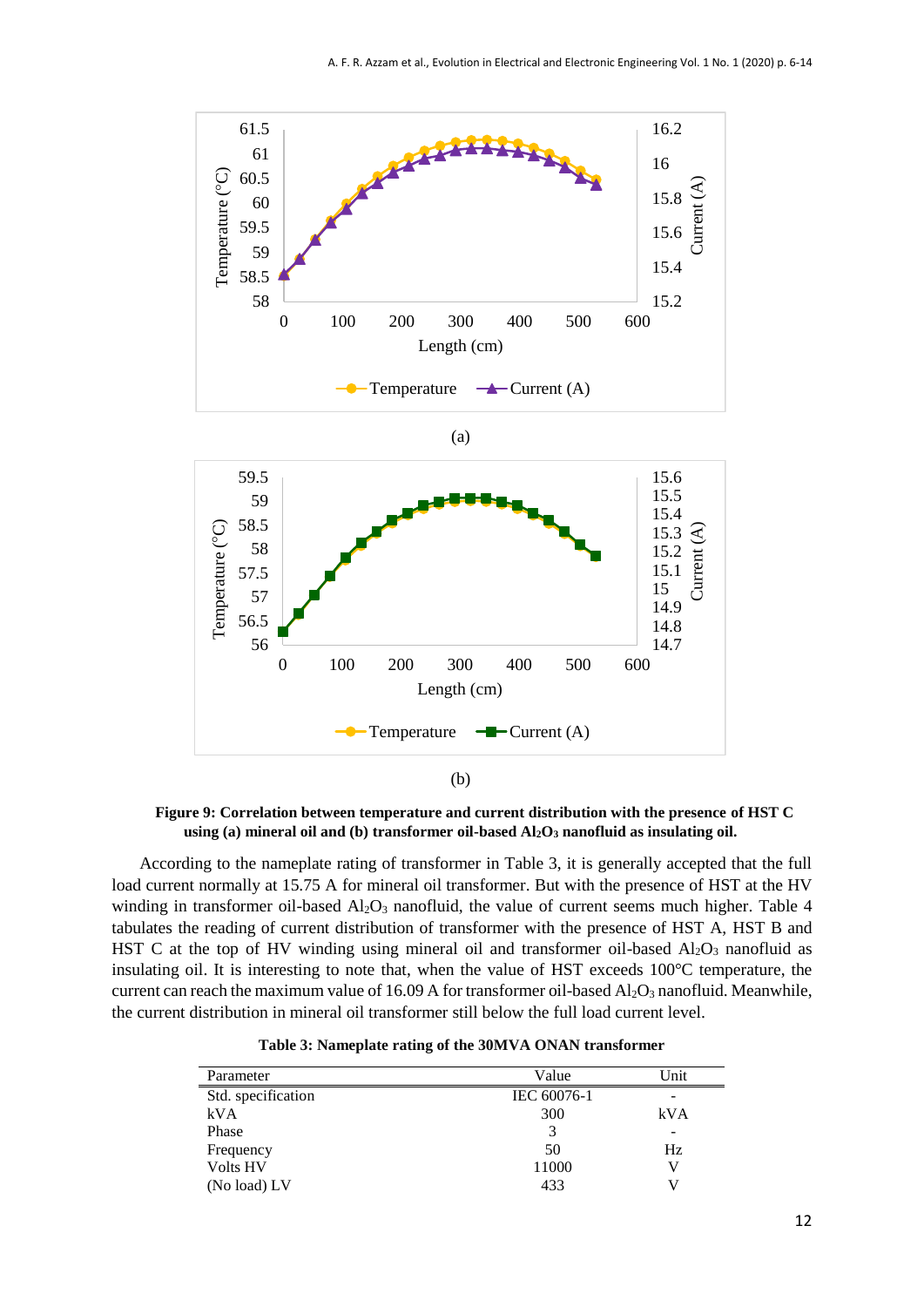(a)

(b)

**Figure 9: Correlation between temperature and current distribution with the presence of HST C using (a) mineral oil and (b) transformer oil-based $Al_2O_3$ nanofluid as insulating oil.**

According to the nameplate rating of transformer in Table 3, it is generally accepted that the full load current normally at 15.75 A for mineral oil transformer. But with the presence of HST at the HV winding in transformer oil-based $Al_2O_3$ nanofluid, the value of current seems much higher. Table 4 tabulates the reading of current distribution of transformer with the presence of HST A, HST B and HST C at the top of HV winding using mineral oil and transformer oil-based $Al_2O_3$ nanofluid as insulating oil. It is interesting to note that, when the value of HST exceeds 100°C temperature, the current can reach the maximum value of 16.09 A for transformer oil-based $Al_2O_3$ nanofluid. Meanwhile, the current distribution in mineral oil transformer still below the full load current level.

**Table 3: Nameplate rating of the 30MVA ONAN transformer**

| Parameter | Value | Unit |
| --- | --- | --- |
| Std. specification | IEC 60076-1 | - |
| kVA | 300 | kVA |
| Phase | 3 | - |
| Frequency | 50 | Hz |
| Volts HV | 11000 | V |
| (No load) LV | 433 | V |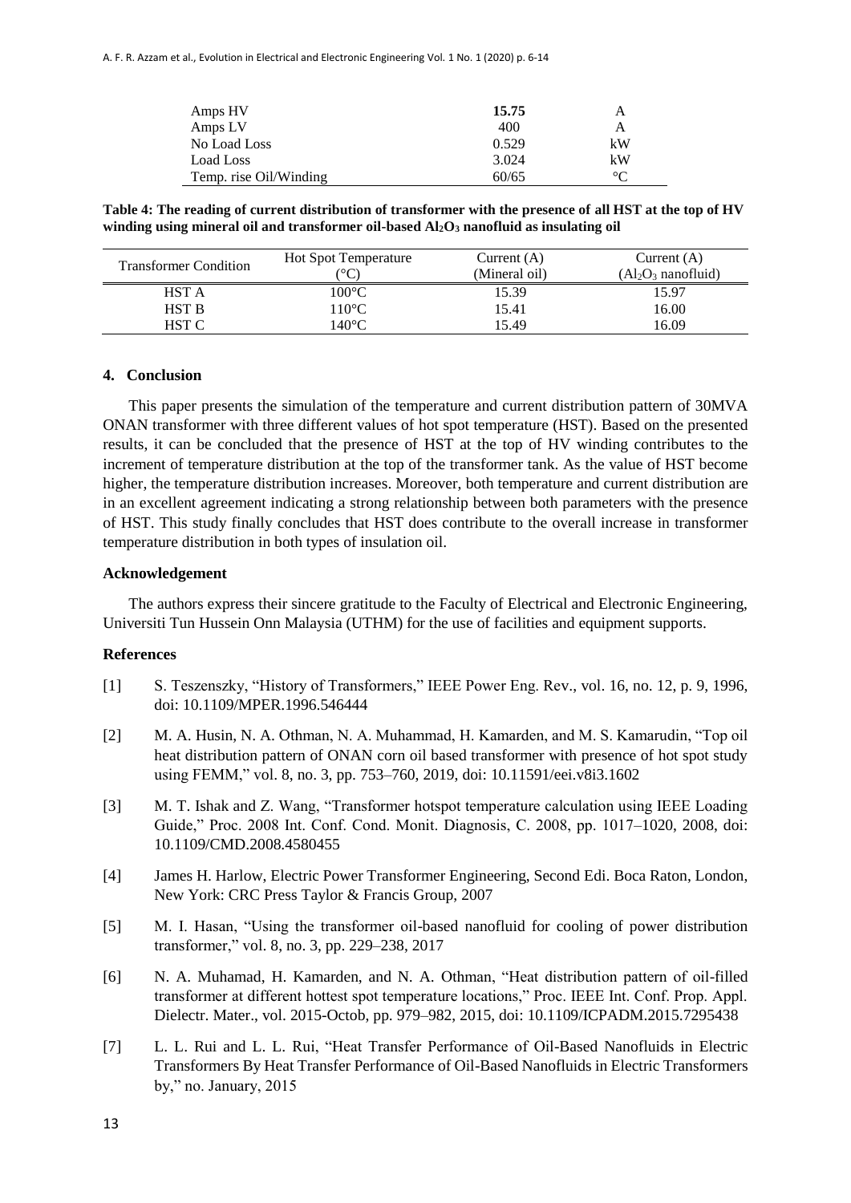| Amps HV | **15.75** | A |
|---|---|---|
| Amps LV | 400 | A |
| No Load Loss | 0.529 | kW |
| Load Loss | 3.024 | kW |
| Temp. rise Oil/Winding | 60/65 | °C |

**Table 4: The reading of current distribution of transformer with the presence of all HST at the top of HV winding using mineral oil and transformer oil-based $Al_2O_3$ nanofluid as insulating oil**

| Transformer Condition | Hot Spot Temperature (°C) | Current (A) (Mineral oil) | Current (A) ($Al_2O_3$ nanofluid) |
|---|---|---|---|
| HST A | 100°C | 15.39 | 15.97 |
| HST B | 110°C | 15.41 | 16.00 |
| HST C | 140°C | 15.49 | 16.09 |

## 4. Conclusion

This paper presents the simulation of the temperature and current distribution pattern of 30MVA ONAN transformer with three different values of hot spot temperature (HST). Based on the presented results, it can be concluded that the presence of HST at the top of HV winding contributes to the increment of temperature distribution at the top of the transformer tank. As the value of HST become higher, the temperature distribution increases. Moreover, both temperature and current distribution are in an excellent agreement indicating a strong relationship between both parameters with the presence of HST. This study finally concludes that HST does contribute to the overall increase in transformer temperature distribution in both types of insulation oil.

## Acknowledgement

The authors express their sincere gratitude to the Faculty of Electrical and Electronic Engineering, Universiti Tun Hussein Onn Malaysia (UTHM) for the use of facilities and equipment supports.

## References

[1] S. Teszenszky, "History of Transformers," IEEE Power Eng. Rev., vol. 16, no. 12, p. 9, 1996, doi: 10.1109/MPER.1996.546444

[2] M. A. Husin, N. A. Othman, N. A. Muhammad, H. Kamarden, and M. S. Kamarudin, "Top oil heat distribution pattern of ONAN corn oil based transformer with presence of hot spot study using FEMM," vol. 8, no. 3, pp. 753–760, 2019, doi: 10.11591/eei.v8i3.1602

[3] M. T. Ishak and Z. Wang, "Transformer hotspot temperature calculation using IEEE Loading Guide," Proc. 2008 Int. Conf. Cond. Monit. Diagnosis, C. 2008, pp. 1017–1020, 2008, doi: 10.1109/CMD.2008.4580455

[4] James H. Harlow, Electric Power Transformer Engineering, Second Edi. Boca Raton, London, New York: CRC Press Taylor & Francis Group, 2007

[5] M. I. Hasan, "Using the transformer oil-based nanofluid for cooling of power distribution transformer," vol. 8, no. 3, pp. 229–238, 2017

[6] N. A. Muhamad, H. Kamarden, and N. A. Othman, "Heat distribution pattern of oil-filled transformer at different hottest spot temperature locations," Proc. IEEE Int. Conf. Prop. Appl. Dielectr. Mater., vol. 2015-Octob, pp. 979–982, 2015, doi: 10.1109/ICPADM.2015.7295438

[7] L. L. Rui and L. L. Rui, "Heat Transfer Performance of Oil-Based Nanofluids in Electric Transformers By Heat Transfer Performance of Oil-Based Nanofluids in Electric Transformers by," no. January, 2015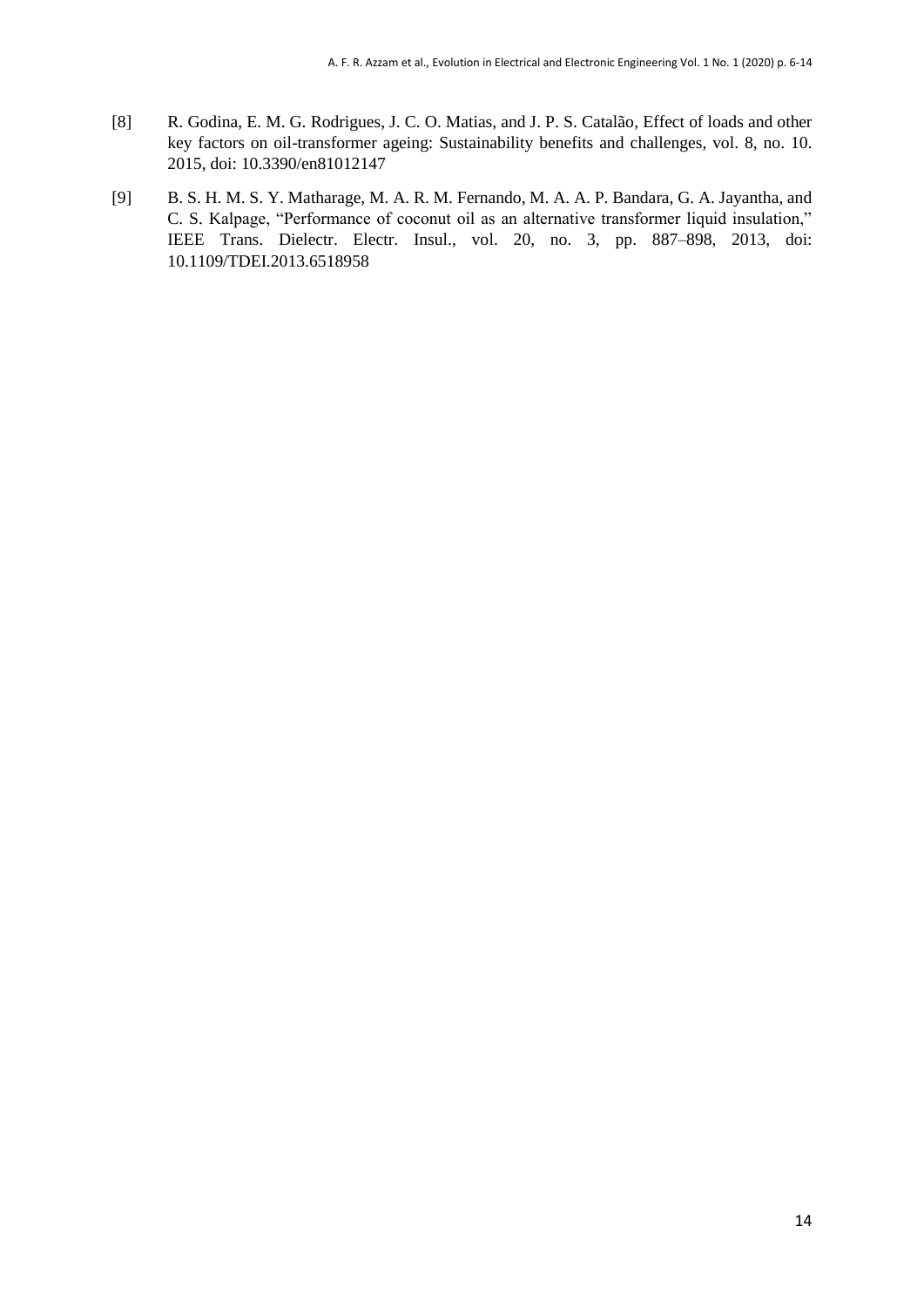[8] R. Godina, E. M. G. Rodrigues, J. C. O. Matias, and J. P. S. Catalão, Effect of loads and other key factors on oil-transformer ageing: Sustainability benefits and challenges, vol. 8, no. 10. 2015, doi: 10.3390/en81012147

[9] B. S. H. M. S. Y. Matharage, M. A. R. M. Fernando, M. A. A. P. Bandara, G. A. Jayantha, and C. S. Kalpage, "Performance of coconut oil as an alternative transformer liquid insulation," IEEE Trans. Dielectr. Electr. Insul., vol. 20, no. 3, pp. 887–898, 2013, doi: 10.1109/TDEI.2013.6518958